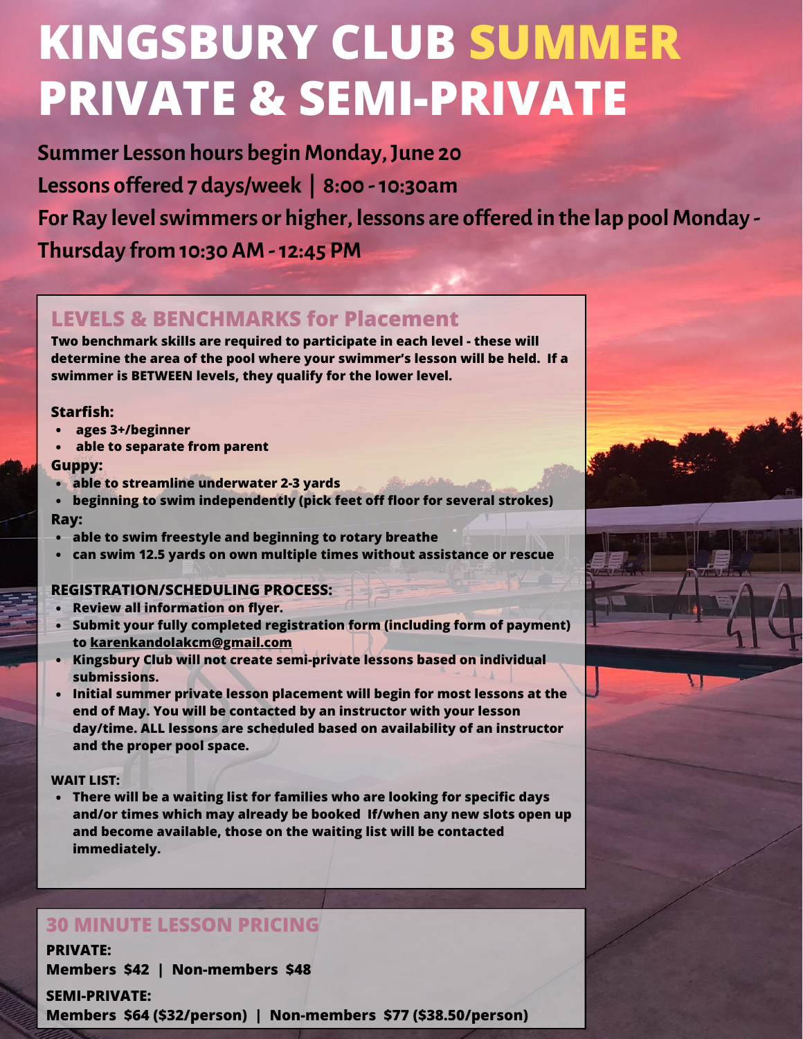# KINGSBURY CLUB SUMMER PRIVATE & SEMI-PRIVATE

**Summer Lesson hours begin Monday, June 20**

**Lessons offered 7 days/week | 8:00 - 10:30am**

**For Ray level swimmers or higher, lessons are offered in the lap pool Monday - Thursday from 10:30 AM - 12:45 PM**

## LEVELS & BENCHMARKS for Placement

**Two benchmark skills are required to participate in each level - these will determine the area of the pool where your swimmer's lesson will be held. If a swimmer is BETWEEN levels, they qualify for the lower level.**

**Starfish:**

- **ages 3+/beginner**
- **able to separate from parent**

**Guppy:**

- **able to streamline underwater 2-3 yards**
- **beginning to swim independently (pick feet off floor for several strokes)**

**Ray:**

- **able to swim freestyle and beginning to rotary breathe**
- **can swim 12.5 yards on own multiple times without assistance or rescue**

**REGISTRATION/SCHEDULING PROCESS:**

- **Review all information on flyer.**
- **Submit your fully completed registration form (including form of payment) to karenkandolakcm@gmail.com**
- **Kingsbury Club will not create semi-private lessons based on individual submissions.**
- **Initial summer private lesson placement will begin for most lessons at the end of May. You will be contacted by an instructor with your lesson day/time. ALL lessons are scheduled based on availability of an instructor and the proper pool space.**

**WAIT LIST:**

- **There will be a waiting list for families who are looking for specific days and/or times which may already be booked If/when any new slots open up and become available, those on the waiting list will be contacted immediately.**

## 30 MINUTE LESSON PRICING

**PRIVATE:**

**Members $42 | Non-members $48**

**SEMI-PRIVATE:**

**Members $64 ($32/person) | Non-members $77 ($38.50/person)**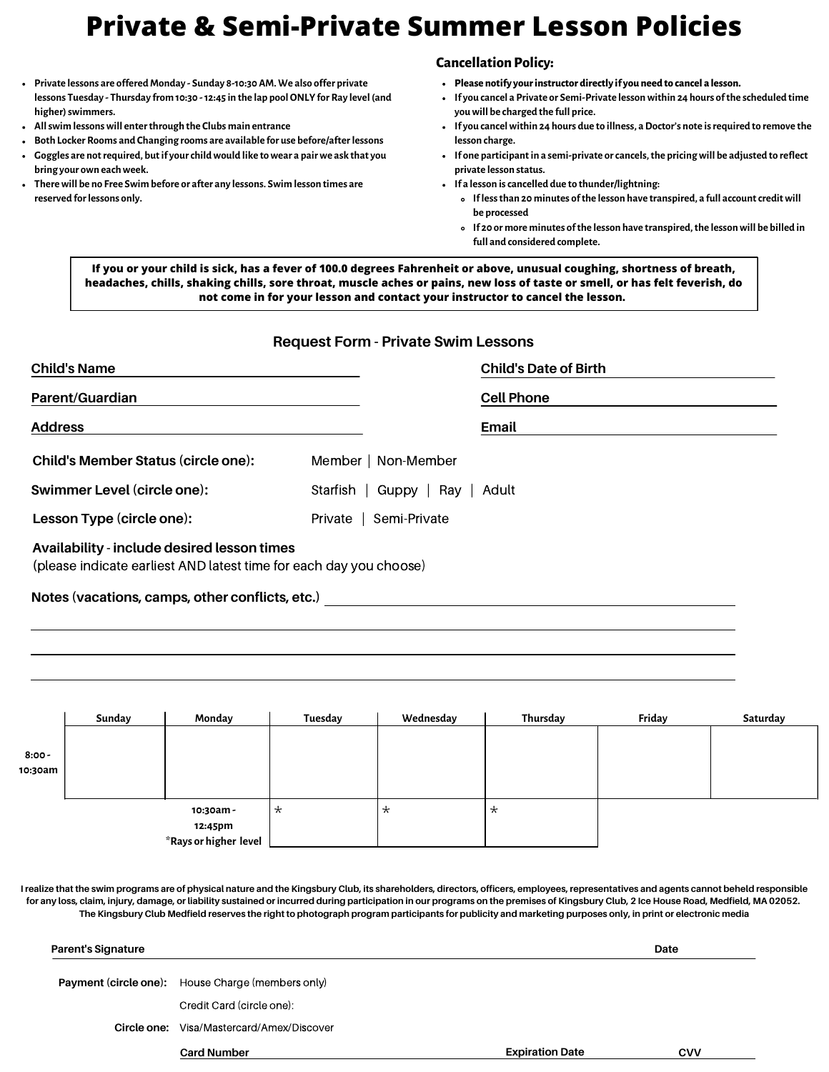# Private & Semi-Private Summer Lesson Policies

- Private lessons are offered Monday - Sunday 8-10:30 AM. We also offer private lessons Tuesday - Thursday from 10:30 - 12:45 in the lap pool ONLY for Ray level (and higher) swimmers.
- All swim lessons will enter through the Clubs main entrance
- Both Locker Rooms and Changing rooms are available for use before/after lessons
- Goggles are not required, but if your child would like to wear a pair we ask that you bring your own each week.
- There will be no Free Swim before or after any lessons. Swim lesson times are reserved for lessons only.

**Cancellation Policy:**

- **Please notify your instructor directly if you need to cancel a lesson.**
- If you cancel a Private or Semi-Private lesson within 24 hours of the scheduled time you will be charged the full price.
- If you cancel within 24 hours due to illness, a Doctor's note is required to remove the lesson charge.
- If one participant in a semi-private or cancels, the pricing will be adjusted to reflect private lesson status.
- If a lesson is cancelled due to thunder/lightning:
  - If less than 20 minutes of the lesson have transpired, a full account credit will be processed
  - If 20 or more minutes of the lesson have transpired, the lesson will be billed in full and considered complete.

**If you or your child is sick, has a fever of 100.0 degrees Fahrenheit or above, unusual coughing, shortness of breath, headaches, chills, shaking chills, sore throat, muscle aches or pains, new loss of taste or smell, or has felt feverish, do not come in for your lesson and contact your instructor to cancel the lesson.**

## Request Form - Private Swim Lessons

**Child's Name** ______________________ **Child's Date of Birth** ______________________

**Parent/Guardian** ______________________ **Cell Phone** ______________________

**Address** ______________________ **Email** ______________________

**Child's Member Status (circle one):** Member | Non-Member

**Swimmer Level (circle one):** Starfish | Guppy | Ray | Adult

**Lesson Type (circle one):** Private | Semi-Private

**Availability - include desired lesson times**
(please indicate earliest AND latest time for each day you choose)

**Notes (vacations, camps, other conflicts, etc.)** ______________________

______________________

______________________

______________________

| | Sunday | Monday | Tuesday | Wednesday | Thursday | Friday | Saturday |
|---|---|---|---|---|---|---|---|
| 8:00 - 10:30am | | | | | | | |
| | | 10:30am - 12:45pm *Rays or higher level | * | * | * | | |

I realize that the swim programs are of physical nature and the Kingsbury Club, its shareholders, directors, officers, employees, representatives and agents cannot beheld responsible for any loss, claim, injury, damage, or liability sustained or incurred during participation in our programs on the premises of Kingsbury Club, 2 Ice House Road, Medfield, MA 02052. The Kingsbury Club Medfield reserves the right to photograph program participants for publicity and marketing purposes only, in print or electronic media

**Parent's Signature** ______________________ **Date** ______________________

**Payment (circle one):** House Charge (members only)

Credit Card (circle one):

**Circle one:** Visa/Mastercard/Amex/Discover

**Card Number** ______________________ **Expiration Date** ______________________ **CVV** ______________________